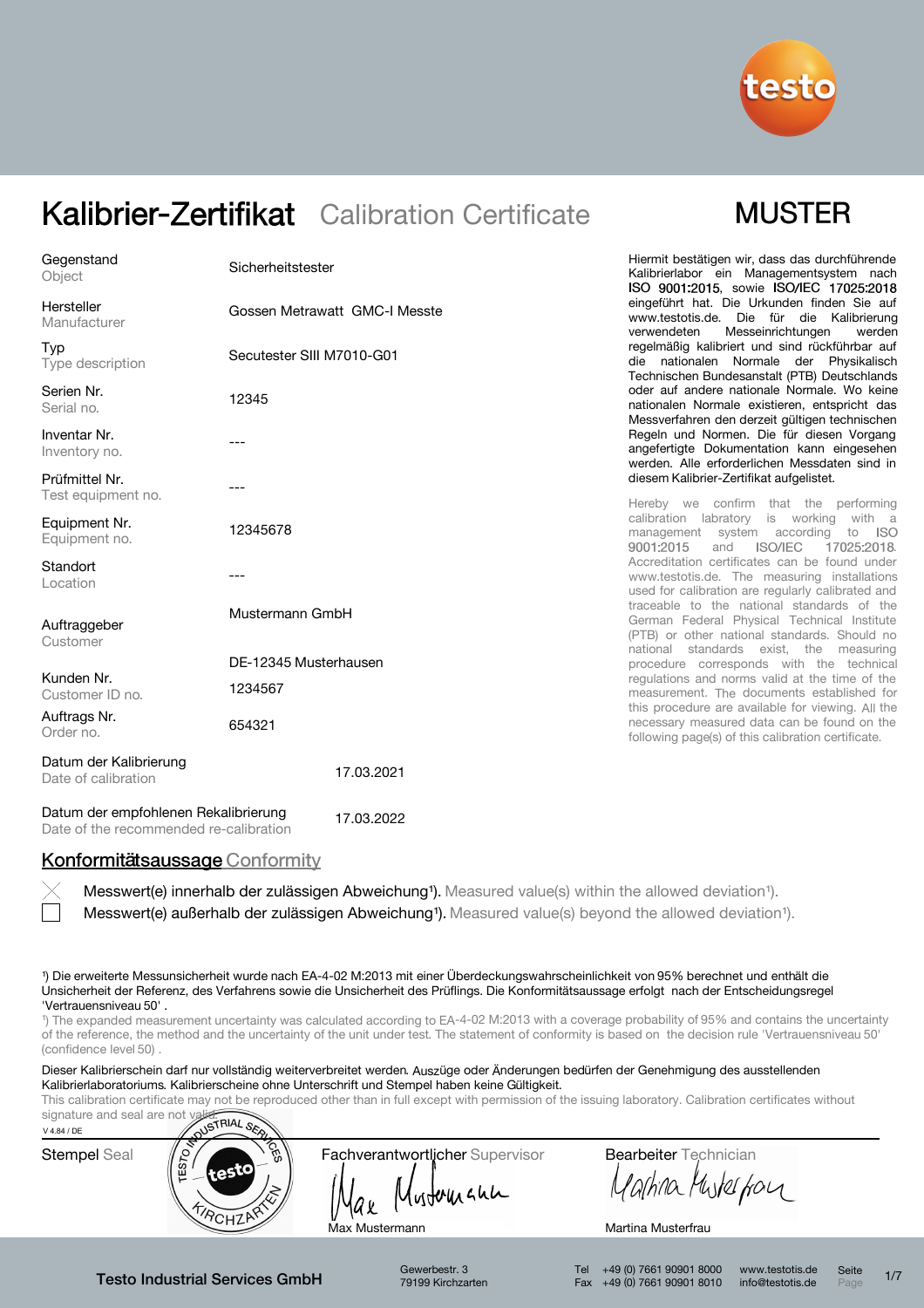# Kalibrier-Zertifikat Calibration Certificate

**MUSTER**

| Feld | Wert |
|---|---|
| Gegenstand / Object | Sicherheitstester |
| Hersteller / Manufacturer | Gossen Metrawatt GMC-I Messte |
| Typ / Type description | Secutester SIII M7010-G01 |
| Serien Nr. / Serial no. | 12345 |
| Inventar Nr. / Inventory no. | --- |
| Prüfmittel Nr. / Test equipment no. | --- |
| Equipment Nr. / Equipment no. | 12345678 |
| Standort / Location | --- |
| Auftraggeber / Customer | Mustermann GmbH<br>DE-12345 Musterhausen |
| Kunden Nr. / Customer ID no. | 1234567 |
| Auftrags Nr. / Order no. | 654321 |
| Datum der Kalibrierung / Date of calibration | 17.03.2021 |
| Datum der empfohlenen Rekalibrierung / Date of the recommended re-calibration | 17.03.2022 |

Hiermit bestätigen wir, dass das durchführende Kalibrierlabor ein Managementsystem nach ISO 9001:2015, sowie ISO/IEC 17025:2018 eingeführt hat. Die Urkunden finden Sie auf www.testotis.de. Die für die Kalibrierung verwendeten Messeinrichtungen werden regelmäßig kalibriert und sind rückführbar auf die nationalen Normale der Physikalisch Technischen Bundesanstalt (PTB) Deutschlands oder auf andere nationale Normale. Wo keine nationalen Normale existieren, entspricht das Messverfahren den derzeit gültigen technischen Regeln und Normen. Die für diesen Vorgang angefertigte Dokumentation kann eingesehen werden. Alle erforderlichen Messdaten sind in diesem Kalibrier-Zertifikat aufgelistet.

Hereby we confirm that the performing calibration laboratory is working with a management system according to ISO 9001:2015 and ISO/IEC 17025:2018. Accreditation certificates can be found under www.testotis.de. The measuring installations used for calibration are regularly calibrated and traceable to the national standards of the German Federal Physical Technical Institute (PTB) or other national standards. Should no national standards exist, the measuring procedure corresponds with the technical regulations and norms valid at the time of the measurement. The documents established for this procedure are available for viewing. All the necessary measured data can be found on the following page(s) of this calibration certificate.

## Konformitätsaussage Conformity

- [x] Messwert(e) innerhalb der zulässigen Abweichung¹). Measured value(s) within the allowed deviation¹).
- [ ] Messwert(e) außerhalb der zulässigen Abweichung¹). Measured value(s) beyond the allowed deviation¹).

¹) Die erweiterte Messunsicherheit wurde nach EA-4-02 M:2013 mit einer Überdeckungswahrscheinlichkeit von 95% berechnet und enthält die Unsicherheit der Referenz, des Verfahrens sowie die Unsicherheit des Prüflings. Die Konformitätsaussage erfolgt nach der Entscheidungsregel 'Vertrauensniveau 50'.

¹) The expanded measurement uncertainty was calculated according to EA-4-02 M:2013 with a coverage probability of 95% and contains the uncertainty of the reference, the method and the uncertainty of the unit under test. The statement of conformity is based on the decision rule 'Vertrauensniveau 50' (confidence level 50).

Dieser Kalibrierschein darf nur vollständig weiterverbreitet werden. Auszüge oder Änderungen bedürfen der Genehmigung des ausstellenden Kalibrierlaboratoriums. Kalibrierscheine ohne Unterschrift und Stempel haben keine Gültigkeit.

This calibration certificate may not be reproduced other than in full except with permission of the issuing laboratory. Calibration certificates without signature and seal are not valid.

V 4.84 / DE

| Stempel Seal | Fachverantwortlicher Supervisor | Bearbeiter Technician |
|---|---|---|
| TESTO INDUSTRIAL SERVICES testo KIRCHZARTEN | Max Mustermann | Martina Musterfrau |

**Testo Industrial Services GmbH** · Gewerbestr. 3, 79199 Kirchzarten · Tel +49 (0) 7661 90901 8000 · Fax +49 (0) 7661 90901 8010 · www.testotis.de · info@testotis.de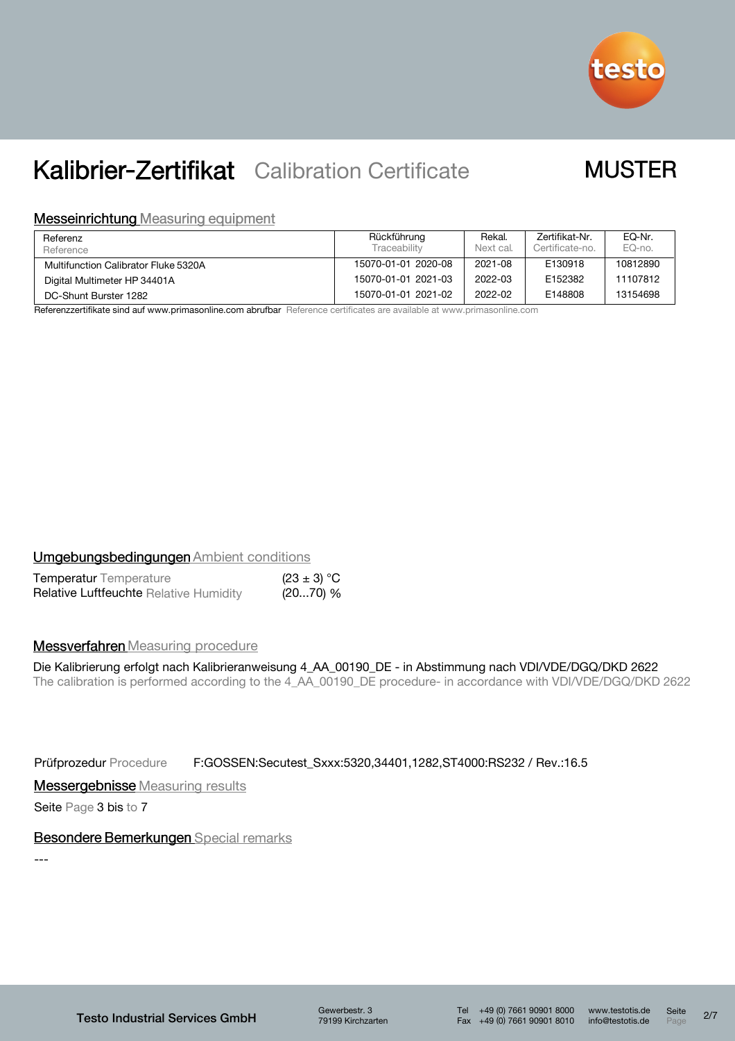# Kalibrier-Zertifikat Calibration Certificate

MUSTER

## Messeinrichtung Measuring equipment

| Referenz Reference | Rückführung Traceability | Rekal. Next cal. | Zertifikat-Nr. Certificate-no. | EQ-Nr. EQ-no. |
|---|---|---|---|---|
| Multifunction Calibrator Fluke 5320A | 15070-01-01 2020-08 | 2021-08 | E130918 | 10812890 |
| Digital Multimeter HP 34401A | 15070-01-01 2021-03 | 2022-03 | E152382 | 11107812 |
| DC-Shunt Burster 1282 | 15070-01-01 2021-02 | 2022-02 | E148808 | 13154698 |

Referenzzertifikate sind auf www.primasonline.com abrufbar Reference certificates are available at www.primasonline.com

## Umgebungsbedingungen Ambient conditions

| | |
|---|---|
| Temperatur Temperature | (23 ± 3) °C |
| Relative Luftfeuchte Relative Humidity | (20...70) % |

## Messverfahren Measuring procedure

Die Kalibrierung erfolgt nach Kalibrieranweisung 4_AA_00190_DE - in Abstimmung nach VDI/VDE/DGQ/DKD 2622
The calibration is performed according to the 4_AA_00190_DE procedure- in accordance with VDI/VDE/DGQ/DKD 2622

Prüfprozedur Procedure F:GOSSEN:Secutest_Sxxx:5320,34401,1282,ST4000:RS232 / Rev.:16.5

## Messergebnisse Measuring results

Seite Page 3 bis to 7

## Besondere Bemerkungen Special remarks

---

Testo Industrial Services GmbH — Gewerbestr. 3, 79199 Kirchzarten — Tel +49 (0) 7661 90901 8000 — Fax +49 (0) 7661 90901 8010 — www.testotis.de — info@testotis.de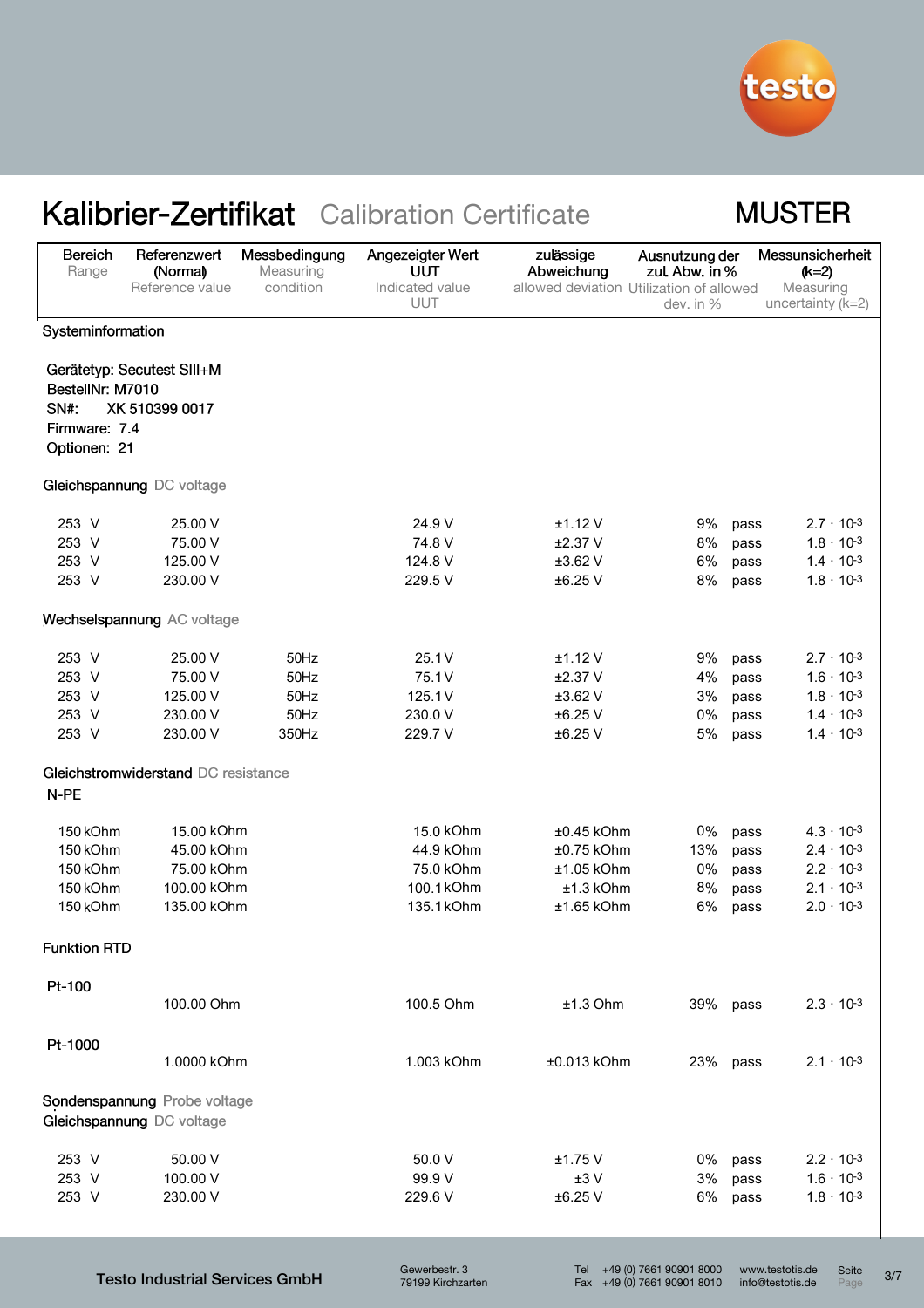# Kalibrier-Zertifikat Calibration Certificate

MUSTER

| Bereich Range | Referenzwert (Normal) Reference value | Messbedingung Measuring condition | Angezeigter Wert UUT Indicated value UUT | zulässige Abweichung allowed deviation | Ausnutzung der zul. Abw. in % Utilization of allowed dev. in % | | Messunsicherheit (k=2) Measuring uncertainty (k=2) |
|---|---|---|---|---|---|---|---|
| **Systeminformation** | | | | | | | |
| Gerätetyp: Secutest SIII+M | | | | | | | |
| BestellNr: M7010 | | | | | | | |
| SN#: XK 510399 0017 | | | | | | | |
| Firmware: 7.4 | | | | | | | |
| Optionen: 21 | | | | | | | |
| **Gleichspannung** DC voltage | | | | | | | |
| 253 V | 25.00 V | | 24.9 V | ±1.12 V | 9% | pass | $2.7 \cdot 10^{-3}$ |
| 253 V | 75.00 V | | 74.8 V | ±2.37 V | 8% | pass | $1.8 \cdot 10^{-3}$ |
| 253 V | 125.00 V | | 124.8 V | ±3.62 V | 6% | pass | $1.4 \cdot 10^{-3}$ |
| 253 V | 230.00 V | | 229.5 V | ±6.25 V | 8% | pass | $1.8 \cdot 10^{-3}$ |
| **Wechselspannung** AC voltage | | | | | | | |
| 253 V | 25.00 V | 50Hz | 25.1 V | ±1.12 V | 9% | pass | $2.7 \cdot 10^{-3}$ |
| 253 V | 75.00 V | 50Hz | 75.1 V | ±2.37 V | 4% | pass | $1.6 \cdot 10^{-3}$ |
| 253 V | 125.00 V | 50Hz | 125.1 V | ±3.62 V | 3% | pass | $1.8 \cdot 10^{-3}$ |
| 253 V | 230.00 V | 50Hz | 230.0 V | ±6.25 V | 0% | pass | $1.4 \cdot 10^{-3}$ |
| 253 V | 230.00 V | 350Hz | 229.7 V | ±6.25 V | 5% | pass | $1.4 \cdot 10^{-3}$ |
| **Gleichstromwiderstand** DC resistance | | | | | | | |
| N-PE | | | | | | | |
| 150 kOhm | 15.00 kOhm | | 15.0 kOhm | ±0.45 kOhm | 0% | pass | $4.3 \cdot 10^{-3}$ |
| 150 kOhm | 45.00 kOhm | | 44.9 kOhm | ±0.75 kOhm | 13% | pass | $2.4 \cdot 10^{-3}$ |
| 150 kOhm | 75.00 kOhm | | 75.0 kOhm | ±1.05 kOhm | 0% | pass | $2.2 \cdot 10^{-3}$ |
| 150 kOhm | 100.00 kOhm | | 100.1 kOhm | ±1.3 kOhm | 8% | pass | $2.1 \cdot 10^{-3}$ |
| 150 kOhm | 135.00 kOhm | | 135.1 kOhm | ±1.65 kOhm | 6% | pass | $2.0 \cdot 10^{-3}$ |
| **Funktion RTD** | | | | | | | |
| Pt-100 | | | | | | | |
| | 100.00 Ohm | | 100.5 Ohm | ±1.3 Ohm | 39% | pass | $2.3 \cdot 10^{-3}$ |
| Pt-1000 | | | | | | | |
| | 1.0000 kOhm | | 1.003 kOhm | ±0.013 kOhm | 23% | pass | $2.1 \cdot 10^{-3}$ |
| **Sondenspannung** Probe voltage | | | | | | | |
| **Gleichspannung** DC voltage | | | | | | | |
| 253 V | 50.00 V | | 50.0 V | ±1.75 V | 0% | pass | $2.2 \cdot 10^{-3}$ |
| 253 V | 100.00 V | | 99.9 V | ±3 V | 3% | pass | $1.6 \cdot 10^{-3}$ |
| 253 V | 230.00 V | | 229.6 V | ±6.25 V | 6% | pass | $1.8 \cdot 10^{-3}$ |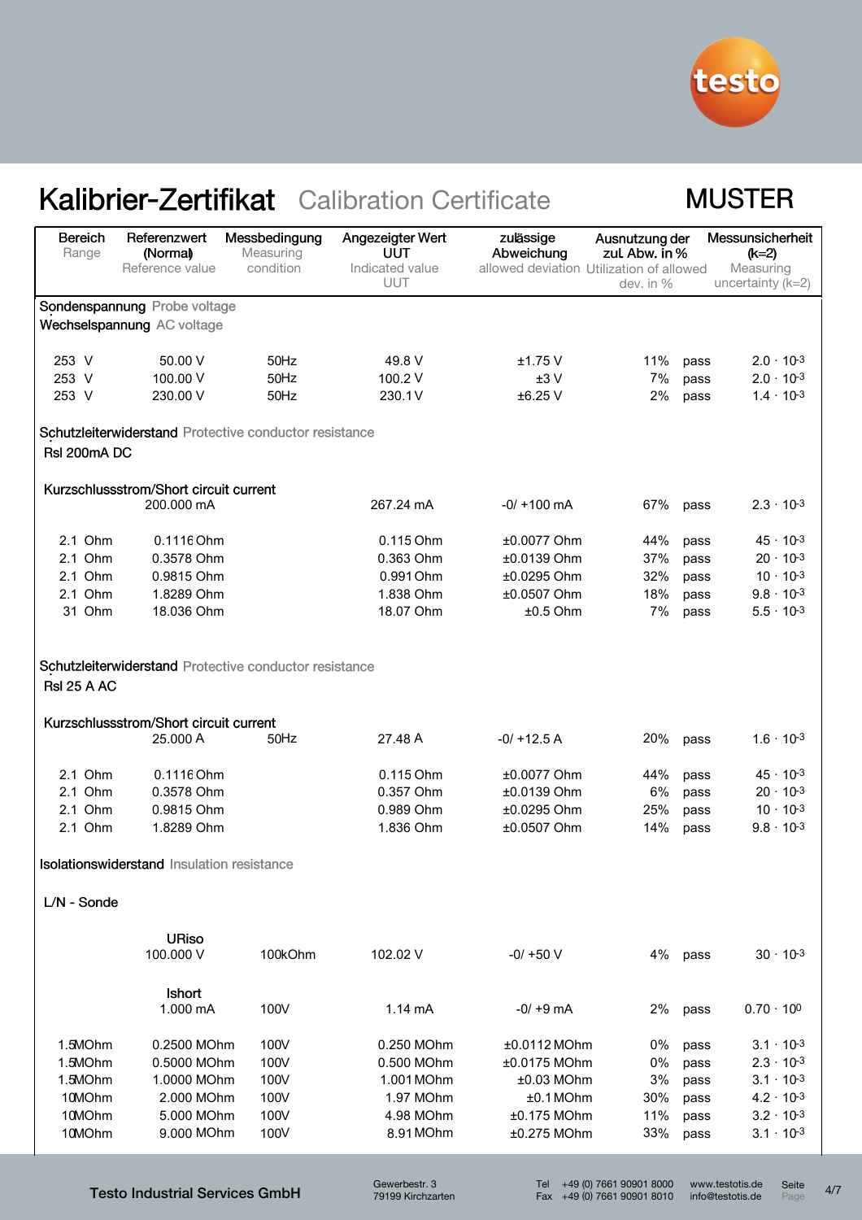# Kalibrier-Zertifikat Calibration Certificate

**MUSTER**

| Bereich<br>Range | Referenzwert (Normal)<br>Reference value | Messbedingung<br>Measuring condition | Angezeigter Wert UUT<br>Indicated value UUT | zulässige Abweichung<br>allowed deviation | Ausnutzung der zul. Abw. in %<br>Utilization of allowed dev. in % | | Messunsicherheit (k=2)<br>Measuring uncertainty (k=2) |
|---|---|---|---|---|---|---|---|
| **Sondenspannung** Probe voltage | | | | | | | |
| **Wechselspannung** AC voltage | | | | | | | |
| 253 V | 50.00 V | 50Hz | 49.8 V | ±1.75 V | 11% | pass | $2.0 \cdot 10^{-3}$ |
| 253 V | 100.00 V | 50Hz | 100.2 V | ±3 V | 7% | pass | $2.0 \cdot 10^{-3}$ |
| 253 V | 230.00 V | 50Hz | 230.1 V | ±6.25 V | 2% | pass | $1.4 \cdot 10^{-3}$ |
| **Schutzleiterwiderstand** Protective conductor resistance | | | | | | | |
| Rsl 200mA DC | | | | | | | |
| Kurzschlussstrom/Short circuit current | | | | | | | |
| | 200.000 mA | | 267.24 mA | -0/ +100 mA | 67% | pass | $2.3 \cdot 10^{-3}$ |
| 2.1 Ohm | 0.1116 Ohm | | 0.115 Ohm | ±0.0077 Ohm | 44% | pass | $45 \cdot 10^{-3}$ |
| 2.1 Ohm | 0.3578 Ohm | | 0.363 Ohm | ±0.0139 Ohm | 37% | pass | $20 \cdot 10^{-3}$ |
| 2.1 Ohm | 0.9815 Ohm | | 0.991 Ohm | ±0.0295 Ohm | 32% | pass | $10 \cdot 10^{-3}$ |
| 2.1 Ohm | 1.8289 Ohm | | 1.838 Ohm | ±0.0507 Ohm | 18% | pass | $9.8 \cdot 10^{-3}$ |
| 31 Ohm | 18.036 Ohm | | 18.07 Ohm | ±0.5 Ohm | 7% | pass | $5.5 \cdot 10^{-3}$ |
| **Schutzleiterwiderstand** Protective conductor resistance | | | | | | | |
| Rsl 25 A AC | | | | | | | |
| Kurzschlussstrom/Short circuit current | | | | | | | |
| | 25.000 A | 50Hz | 27.48 A | -0/ +12.5 A | 20% | pass | $1.6 \cdot 10^{-3}$ |
| 2.1 Ohm | 0.1116 Ohm | | 0.115 Ohm | ±0.0077 Ohm | 44% | pass | $45 \cdot 10^{-3}$ |
| 2.1 Ohm | 0.3578 Ohm | | 0.357 Ohm | ±0.0139 Ohm | 6% | pass | $20 \cdot 10^{-3}$ |
| 2.1 Ohm | 0.9815 Ohm | | 0.989 Ohm | ±0.0295 Ohm | 25% | pass | $10 \cdot 10^{-3}$ |
| 2.1 Ohm | 1.8289 Ohm | | 1.836 Ohm | ±0.0507 Ohm | 14% | pass | $9.8 \cdot 10^{-3}$ |
| **Isolationswiderstand** Insulation resistance | | | | | | | |
| L/N - Sonde | | | | | | | |
| | URiso<br>100.000 V | 100kOhm | 102.02 V | -0/ +50 V | 4% | pass | $30 \cdot 10^{-3}$ |
| | Ishort<br>1.000 mA | 100V | 1.14 mA | -0/ +9 mA | 2% | pass | $0.70 \cdot 10^{0}$ |
| 1.5MOhm | 0.2500 MOhm | 100V | 0.250 MOhm | ±0.0112 MOhm | 0% | pass | $3.1 \cdot 10^{-3}$ |
| 1.5MOhm | 0.5000 MOhm | 100V | 0.500 MOhm | ±0.0175 MOhm | 0% | pass | $2.3 \cdot 10^{-3}$ |
| 1.5MOhm | 1.0000 MOhm | 100V | 1.001 MOhm | ±0.03 MOhm | 3% | pass | $3.1 \cdot 10^{-3}$ |
| 10MOhm | 2.000 MOhm | 100V | 1.97 MOhm | ±0.1 MOhm | 30% | pass | $4.2 \cdot 10^{-3}$ |
| 10MOhm | 5.000 MOhm | 100V | 4.98 MOhm | ±0.175 MOhm | 11% | pass | $3.2 \cdot 10^{-3}$ |
| 10MOhm | 9.000 MOhm | 100V | 8.91 MOhm | ±0.275 MOhm | 33% | pass | $3.1 \cdot 10^{-3}$ |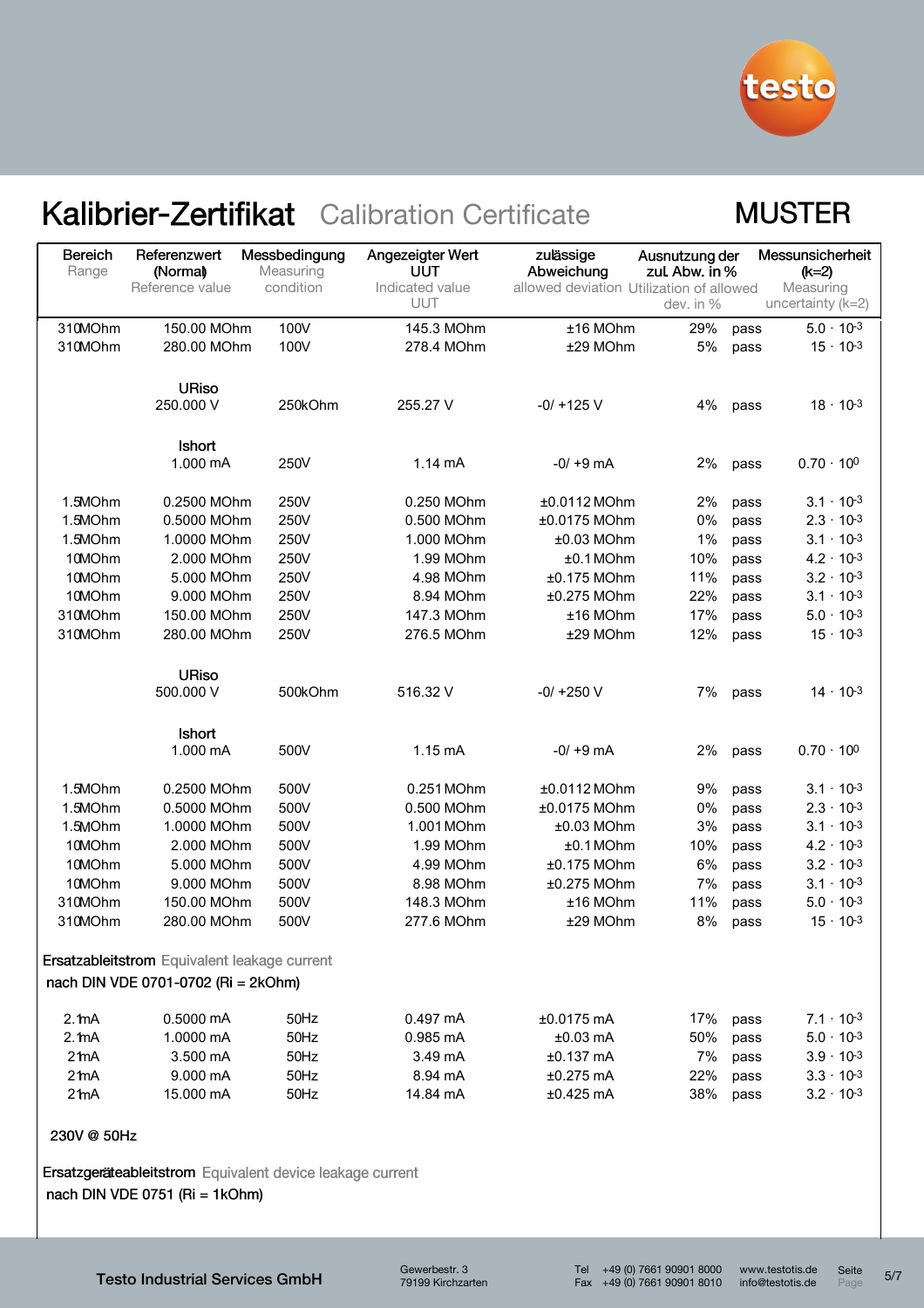# Kalibrier-Zertifikat Calibration Certificate

MUSTER

| Bereich Range | Referenzwert (Normal) Reference value | Messbedingung Measuring condition | Angezeigter Wert UUT Indicated value UUT | zulässige Abweichung allowed deviation | Ausnutzung der zul. Abw. in % Utilization of allowed dev. in % | | Messunsicherheit (k=2) Measuring uncertainty (k=2) |
|---|---|---|---|---|---|---|---|
| 310MOhm | 150.00 MOhm | 100V | 145.3 MOhm | ±16 MOhm | 29% | pass | $5.0 \cdot 10^{-3}$ |
| 310MOhm | 280.00 MOhm | 100V | 278.4 MOhm | ±29 MOhm | 5% | pass | $15 \cdot 10^{-3}$ |
| | **URiso** | | | | | | |
| | 250.000 V | 250kOhm | 255.27 V | -0/ +125 V | 4% | pass | $18 \cdot 10^{-3}$ |
| | **Ishort** | | | | | | |
| | 1.000 mA | 250V | 1.14 mA | -0/ +9 mA | 2% | pass | $0.70 \cdot 10^{0}$ |
| 1.5MOhm | 0.2500 MOhm | 250V | 0.250 MOhm | ±0.0112 MOhm | 2% | pass | $3.1 \cdot 10^{-3}$ |
| 1.5MOhm | 0.5000 MOhm | 250V | 0.500 MOhm | ±0.0175 MOhm | 0% | pass | $2.3 \cdot 10^{-3}$ |
| 1.5MOhm | 1.0000 MOhm | 250V | 1.000 MOhm | ±0.03 MOhm | 1% | pass | $3.1 \cdot 10^{-3}$ |
| 10MOhm | 2.000 MOhm | 250V | 1.99 MOhm | ±0.1 MOhm | 10% | pass | $4.2 \cdot 10^{-3}$ |
| 10MOhm | 5.000 MOhm | 250V | 4.98 MOhm | ±0.175 MOhm | 11% | pass | $3.2 \cdot 10^{-3}$ |
| 10MOhm | 9.000 MOhm | 250V | 8.94 MOhm | ±0.275 MOhm | 22% | pass | $3.1 \cdot 10^{-3}$ |
| 310MOhm | 150.00 MOhm | 250V | 147.3 MOhm | ±16 MOhm | 17% | pass | $5.0 \cdot 10^{-3}$ |
| 310MOhm | 280.00 MOhm | 250V | 276.5 MOhm | ±29 MOhm | 12% | pass | $15 \cdot 10^{-3}$ |
| | **URiso** | | | | | | |
| | 500.000 V | 500kOhm | 516.32 V | -0/ +250 V | 7% | pass | $14 \cdot 10^{-3}$ |
| | **Ishort** | | | | | | |
| | 1.000 mA | 500V | 1.15 mA | -0/ +9 mA | 2% | pass | $0.70 \cdot 10^{0}$ |
| 1.5MOhm | 0.2500 MOhm | 500V | 0.251 MOhm | ±0.0112 MOhm | 9% | pass | $3.1 \cdot 10^{-3}$ |
| 1.5MOhm | 0.5000 MOhm | 500V | 0.500 MOhm | ±0.0175 MOhm | 0% | pass | $2.3 \cdot 10^{-3}$ |
| 1.5MOhm | 1.0000 MOhm | 500V | 1.001 MOhm | ±0.03 MOhm | 3% | pass | $3.1 \cdot 10^{-3}$ |
| 10MOhm | 2.000 MOhm | 500V | 1.99 MOhm | ±0.1 MOhm | 10% | pass | $4.2 \cdot 10^{-3}$ |
| 10MOhm | 5.000 MOhm | 500V | 4.99 MOhm | ±0.175 MOhm | 6% | pass | $3.2 \cdot 10^{-3}$ |
| 10MOhm | 9.000 MOhm | 500V | 8.98 MOhm | ±0.275 MOhm | 7% | pass | $3.1 \cdot 10^{-3}$ |
| 310MOhm | 150.00 MOhm | 500V | 148.3 MOhm | ±16 MOhm | 11% | pass | $5.0 \cdot 10^{-3}$ |
| 310MOhm | 280.00 MOhm | 500V | 277.6 MOhm | ±29 MOhm | 8% | pass | $15 \cdot 10^{-3}$ |

**Ersatzableitstrom** Equivalent leakage current

nach DIN VDE 0701-0702 (Ri = 2kOhm)

| | | | | | | | |
|---|---|---|---|---|---|---|---|
| 2.1mA | 0.5000 mA | 50Hz | 0.497 mA | ±0.0175 mA | 17% | pass | $7.1 \cdot 10^{-3}$ |
| 2.1mA | 1.0000 mA | 50Hz | 0.985 mA | ±0.03 mA | 50% | pass | $5.0 \cdot 10^{-3}$ |
| 21mA | 3.500 mA | 50Hz | 3.49 mA | ±0.137 mA | 7% | pass | $3.9 \cdot 10^{-3}$ |
| 21mA | 9.000 mA | 50Hz | 8.94 mA | ±0.275 mA | 22% | pass | $3.3 \cdot 10^{-3}$ |
| 21mA | 15.000 mA | 50Hz | 14.84 mA | ±0.425 mA | 38% | pass | $3.2 \cdot 10^{-3}$ |

230V @ 50Hz

**Ersatzgeräteableitstrom** Equivalent device leakage current

nach DIN VDE 0751 (Ri = 1kOhm)

Testo Industrial Services GmbH Gewerbestr. 3 79199 Kirchzarten Tel +49 (0) 7661 90901 8000 Fax +49 (0) 7661 90901 8010 www.testotis.de info@testotis.de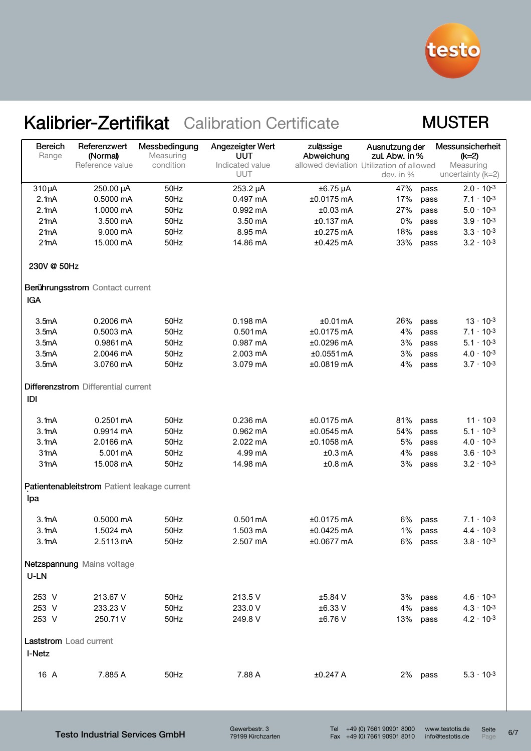# Kalibrier-Zertifikat Calibration Certificate

MUSTER

| Bereich Range | Referenzwert (Normal) Reference value | Messbedingung Measuring condition | Angezeigter Wert UUT Indicated value UUT | zulässige Abweichung allowed deviation | Ausnutzung der zul. Abw. in % Utilization of allowed dev. in % | | Messunsicherheit (k=2) Measuring uncertainty (k=2) |
|---|---|---|---|---|---|---|---|
| 310 µA | 250.00 µA | 50Hz | 253.2 µA | ±6.75 µA | 47% | pass | $2.0 \cdot 10^{-3}$ |
| 2.1mA | 0.5000 mA | 50Hz | 0.497 mA | ±0.0175 mA | 17% | pass | $7.1 \cdot 10^{-3}$ |
| 2.1mA | 1.0000 mA | 50Hz | 0.992 mA | ±0.03 mA | 27% | pass | $5.0 \cdot 10^{-3}$ |
| 21mA | 3.500 mA | 50Hz | 3.50 mA | ±0.137 mA | 0% | pass | $3.9 \cdot 10^{-3}$ |
| 21mA | 9.000 mA | 50Hz | 8.95 mA | ±0.275 mA | 18% | pass | $3.3 \cdot 10^{-3}$ |
| 21mA | 15.000 mA | 50Hz | 14.86 mA | ±0.425 mA | 33% | pass | $3.2 \cdot 10^{-3}$ |

230V @ 50Hz

**Berührungsstrom** Contact current

IGA

| Bereich | Referenzwert | Messbedingung | Angezeigter Wert | zulässige Abweichung | Ausnutzung | | Messunsicherheit |
|---|---|---|---|---|---|---|---|
| 3.5mA | 0.2006 mA | 50Hz | 0.198 mA | ±0.01 mA | 26% | pass | $13 \cdot 10^{-3}$ |
| 3.5mA | 0.5003 mA | 50Hz | 0.501 mA | ±0.0175 mA | 4% | pass | $7.1 \cdot 10^{-3}$ |
| 3.5mA | 0.9861 mA | 50Hz | 0.987 mA | ±0.0296 mA | 3% | pass | $5.1 \cdot 10^{-3}$ |
| 3.5mA | 2.0046 mA | 50Hz | 2.003 mA | ±0.0551 mA | 3% | pass | $4.0 \cdot 10^{-3}$ |
| 3.5mA | 3.0760 mA | 50Hz | 3.079 mA | ±0.0819 mA | 4% | pass | $3.7 \cdot 10^{-3}$ |

**Differenzstrom** Differential current

IDI

| Bereich | Referenzwert | Messbedingung | Angezeigter Wert | zulässige Abweichung | Ausnutzung | | Messunsicherheit |
|---|---|---|---|---|---|---|---|
| 3.1mA | 0.2501 mA | 50Hz | 0.236 mA | ±0.0175 mA | 81% | pass | $11 \cdot 10^{-3}$ |
| 3.1mA | 0.9914 mA | 50Hz | 0.962 mA | ±0.0545 mA | 54% | pass | $5.1 \cdot 10^{-3}$ |
| 3.1mA | 2.0166 mA | 50Hz | 2.022 mA | ±0.1058 mA | 5% | pass | $4.0 \cdot 10^{-3}$ |
| 31mA | 5.001 mA | 50Hz | 4.99 mA | ±0.3 mA | 4% | pass | $3.6 \cdot 10^{-3}$ |
| 31mA | 15.008 mA | 50Hz | 14.98 mA | ±0.8 mA | 3% | pass | $3.2 \cdot 10^{-3}$ |

**Patientenableitstrom** Patient leakage current

Ipa

| Bereich | Referenzwert | Messbedingung | Angezeigter Wert | zulässige Abweichung | Ausnutzung | | Messunsicherheit |
|---|---|---|---|---|---|---|---|
| 3.1mA | 0.5000 mA | 50Hz | 0.501 mA | ±0.0175 mA | 6% | pass | $7.1 \cdot 10^{-3}$ |
| 3.1mA | 1.5024 mA | 50Hz | 1.503 mA | ±0.0425 mA | 1% | pass | $4.4 \cdot 10^{-3}$ |
| 3.1mA | 2.5113 mA | 50Hz | 2.507 mA | ±0.0677 mA | 6% | pass | $3.8 \cdot 10^{-3}$ |

**Netzspannung** Mains voltage

U-LN

| Bereich | Referenzwert | Messbedingung | Angezeigter Wert | zulässige Abweichung | Ausnutzung | | Messunsicherheit |
|---|---|---|---|---|---|---|---|
| 253 V | 213.67 V | 50Hz | 213.5 V | ±5.84 V | 3% | pass | $4.6 \cdot 10^{-3}$ |
| 253 V | 233.23 V | 50Hz | 233.0 V | ±6.33 V | 4% | pass | $4.3 \cdot 10^{-3}$ |
| 253 V | 250.71 V | 50Hz | 249.8 V | ±6.76 V | 13% | pass | $4.2 \cdot 10^{-3}$ |

**Laststrom** Load current

I-Netz

| Bereich | Referenzwert | Messbedingung | Angezeigter Wert | zulässige Abweichung | Ausnutzung | | Messunsicherheit |
|---|---|---|---|---|---|---|---|
| 16 A | 7.885 A | 50Hz | 7.88 A | ±0.247 A | 2% | pass | $5.3 \cdot 10^{-3}$ |

Testo Industrial Services GmbH — Gewerbestr. 3, 79199 Kirchzarten — Tel +49 (0) 7661 90901 8000, Fax +49 (0) 7661 90901 8010 — www.testotis.de, info@testotis.de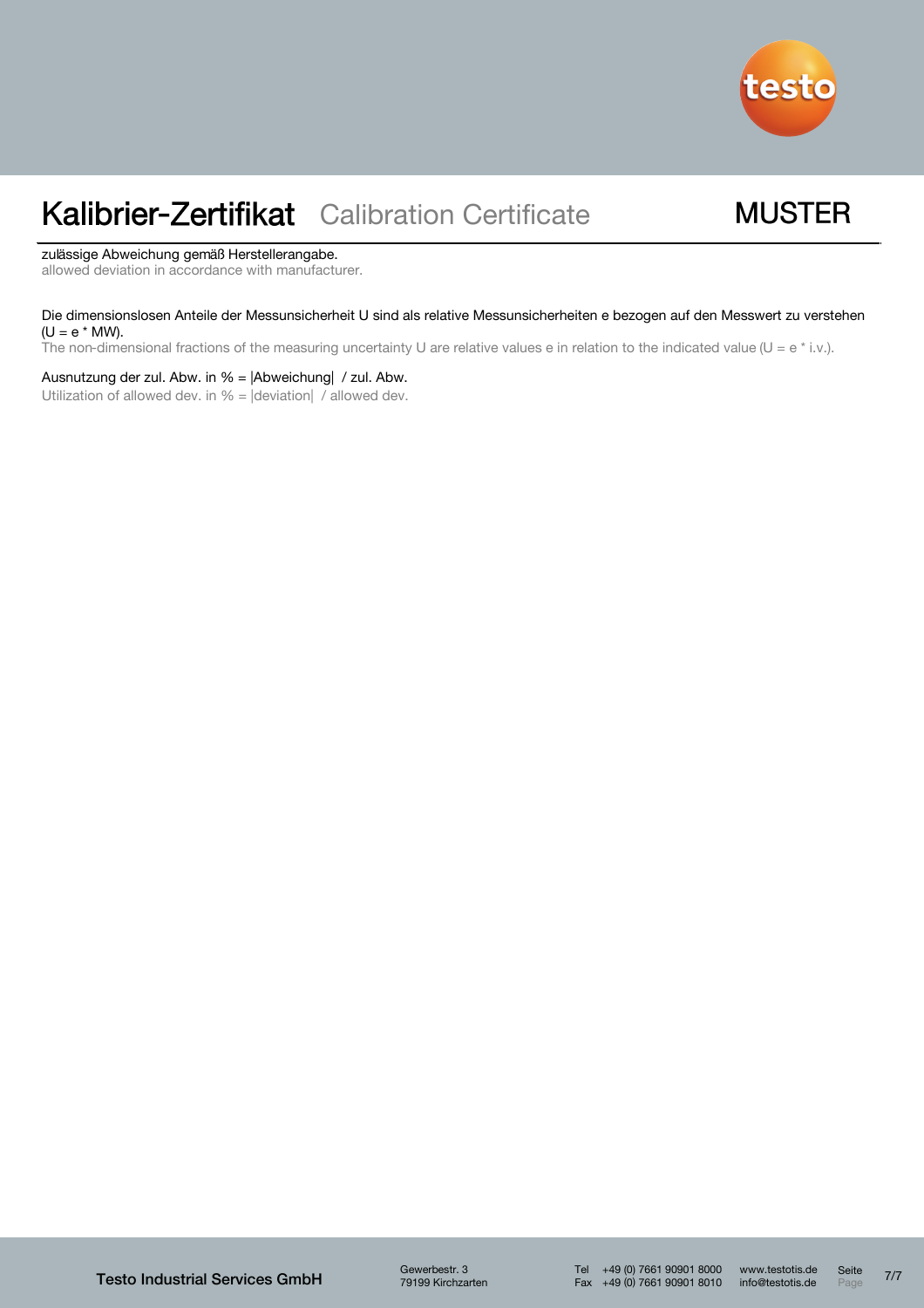zulässige Abweichung gemäß Herstellerangabe.
allowed deviation in accordance with manufacturer.

Die dimensionslosen Anteile der Messunsicherheit U sind als relative Messunsicherheiten e bezogen auf den Messwert zu verstehen ($U = e * MW$).
The non-dimensional fractions of the measuring uncertainty U are relative values e in relation to the indicated value ($U = e * i.v.$).

Ausnutzung der zul. Abw. in % = |Abweichung| / zul. Abw.
Utilization of allowed dev. in % = |deviation| / allowed dev.